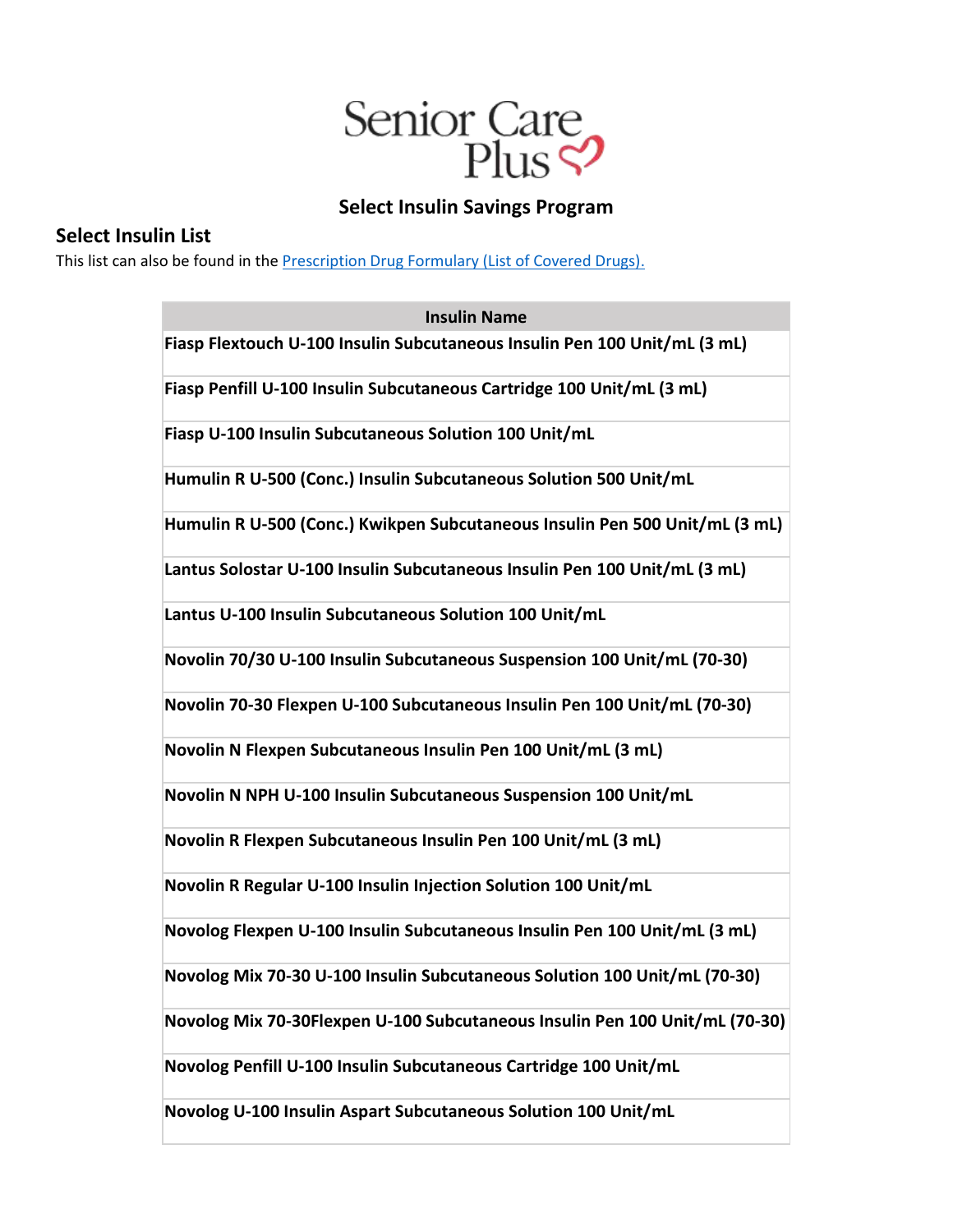Senior Care Plus

# Select Insulin Savings Program

## Select Insulin List

This list can also be found in the [Prescription Drug Formulary (List of Covered Drugs).]()

| Insulin Name |
|---|
| **Fiasp Flextouch U-100 Insulin Subcutaneous Insulin Pen 100 Unit/mL (3 mL)** |
| **Fiasp Penfill U-100 Insulin Subcutaneous Cartridge 100 Unit/mL (3 mL)** |
| **Fiasp U-100 Insulin Subcutaneous Solution 100 Unit/mL** |
| **Humulin R U-500 (Conc.) Insulin Subcutaneous Solution 500 Unit/mL** |
| **Humulin R U-500 (Conc.) Kwikpen Subcutaneous Insulin Pen 500 Unit/mL (3 mL)** |
| **Lantus Solostar U-100 Insulin Subcutaneous Insulin Pen 100 Unit/mL (3 mL)** |
| **Lantus U-100 Insulin Subcutaneous Solution 100 Unit/mL** |
| **Novolin 70/30 U-100 Insulin Subcutaneous Suspension 100 Unit/mL (70-30)** |
| **Novolin 70-30 Flexpen U-100 Subcutaneous Insulin Pen 100 Unit/mL (70-30)** |
| **Novolin N Flexpen Subcutaneous Insulin Pen 100 Unit/mL (3 mL)** |
| **Novolin N NPH U-100 Insulin Subcutaneous Suspension 100 Unit/mL** |
| **Novolin R Flexpen Subcutaneous Insulin Pen 100 Unit/mL (3 mL)** |
| **Novolin R Regular U-100 Insulin Injection Solution 100 Unit/mL** |
| **Novolog Flexpen U-100 Insulin Subcutaneous Insulin Pen 100 Unit/mL (3 mL)** |
| **Novolog Mix 70-30 U-100 Insulin Subcutaneous Solution 100 Unit/mL (70-30)** |
| **Novolog Mix 70-30Flexpen U-100 Subcutaneous Insulin Pen 100 Unit/mL (70-30)** |
| **Novolog Penfill U-100 Insulin Subcutaneous Cartridge 100 Unit/mL** |
| **Novolog U-100 Insulin Aspart Subcutaneous Solution 100 Unit/mL** |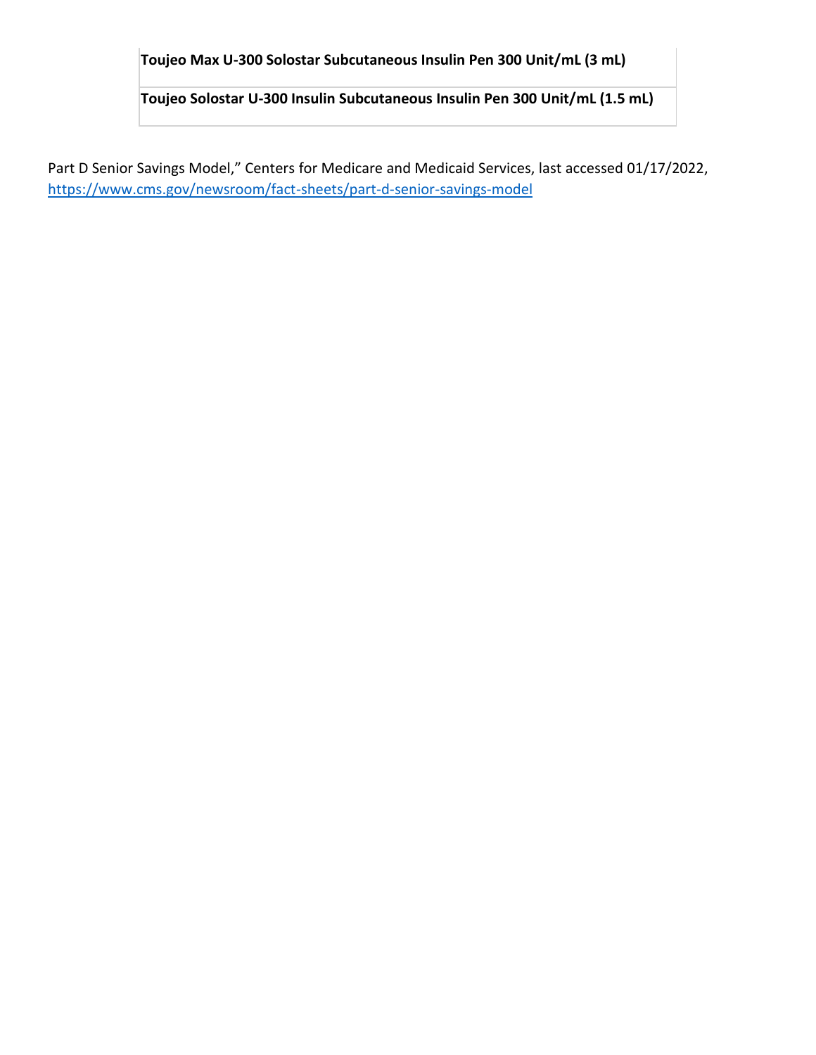| |
|---|
| **Toujeo Max U-300 Solostar Subcutaneous Insulin Pen 300 Unit/mL (3 mL)** |
| **Toujeo Solostar U-300 Insulin Subcutaneous Insulin Pen 300 Unit/mL (1.5 mL)** |

Part D Senior Savings Model," Centers for Medicare and Medicaid Services, last accessed 01/17/2022, https://www.cms.gov/newsroom/fact-sheets/part-d-senior-savings-model